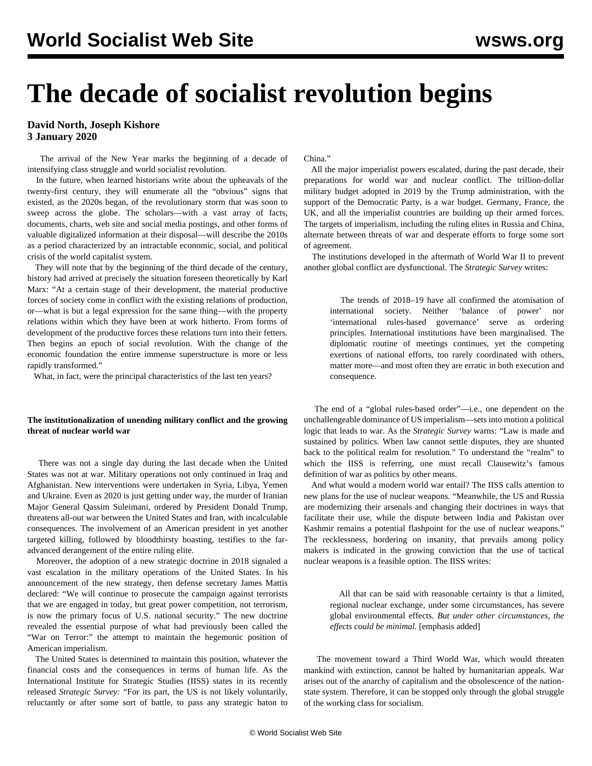# The decade of socialist revolution begins

**David North, Joseph Kishore**
**3 January 2020**

The arrival of the New Year marks the beginning of a decade of intensifying class struggle and world socialist revolution.

In the future, when learned historians write about the upheavals of the twenty-first century, they will enumerate all the "obvious" signs that existed, as the 2020s began, of the revolutionary storm that was soon to sweep across the globe. The scholars—with a vast array of facts, documents, charts, web site and social media postings, and other forms of valuable digitalized information at their disposal—will describe the 2010s as a period characterized by an intractable economic, social, and political crisis of the world capitalist system.

They will note that by the beginning of the third decade of the century, history had arrived at precisely the situation foreseen theoretically by Karl Marx: "At a certain stage of their development, the material productive forces of society come in conflict with the existing relations of production, or—what is but a legal expression for the same thing—with the property relations within which they have been at work hitherto. From forms of development of the productive forces these relations turn into their fetters. Then begins an epoch of social revolution. With the change of the economic foundation the entire immense superstructure is more or less rapidly transformed."

What, in fact, were the principal characteristics of the last ten years?

**The institutionalization of unending military conflict and the growing threat of nuclear world war**

There was not a single day during the last decade when the United States was not at war. Military operations not only continued in Iraq and Afghanistan. New interventions were undertaken in Syria, Libya, Yemen and Ukraine. Even as 2020 is just getting under way, the murder of Iranian Major General Qassim Suleimani, ordered by President Donald Trump, threatens all-out war between the United States and Iran, with incalculable consequences. The involvement of an American president in yet another targeted killing, followed by bloodthirsty boasting, testifies to the far-advanced derangement of the entire ruling elite.

Moreover, the adoption of a new strategic doctrine in 2018 signaled a vast escalation in the military operations of the United States. In his announcement of the new strategy, then defense secretary James Mattis declared: "We will continue to prosecute the campaign against terrorists that we are engaged in today, but great power competition, not terrorism, is now the primary focus of U.S. national security." The new doctrine revealed the essential purpose of what had previously been called the "War on Terror:" the attempt to maintain the hegemonic position of American imperialism.

The United States is determined to maintain this position, whatever the financial costs and the consequences in terms of human life. As the International Institute for Strategic Studies (IISS) states in its recently released *Strategic Survey:* "For its part, the US is not likely voluntarily, reluctantly or after some sort of battle, to pass any strategic baton to China."

All the major imperialist powers escalated, during the past decade, their preparations for world war and nuclear conflict. The trillion-dollar military budget adopted in 2019 by the Trump administration, with the support of the Democratic Party, is a war budget. Germany, France, the UK, and all the imperialist countries are building up their armed forces. The targets of imperialism, including the ruling elites in Russia and China, alternate between threats of war and desperate efforts to forge some sort of agreement.

The institutions developed in the aftermath of World War II to prevent another global conflict are dysfunctional. The *Strategic Survey* writes:

> The trends of 2018–19 have all confirmed the atomisation of international society. Neither 'balance of power' nor 'international rules-based governance' serve as ordering principles. International institutions have been marginalised. The diplomatic routine of meetings continues, yet the competing exertions of national efforts, too rarely coordinated with others, matter more—and most often they are erratic in both execution and consequence.

The end of a "global rules-based order"—i.e., one dependent on the unchallengeable dominance of US imperialism—sets into motion a political logic that leads to war. As the *Strategic Survey* warns: "Law is made and sustained by politics. When law cannot settle disputes, they are shunted back to the political realm for resolution." To understand the "realm" to which the IISS is referring, one must recall Clausewitz's famous definition of war as politics by other means.

And what would a modern world war entail? The IISS calls attention to new plans for the use of nuclear weapons. "Meanwhile, the US and Russia are modernizing their arsenals and changing their doctrines in ways that facilitate their use, while the dispute between India and Pakistan over Kashmir remains a potential flashpoint for the use of nuclear weapons." The recklessness, bordering on insanity, that prevails among policy makers is indicated in the growing conviction that the use of tactical nuclear weapons is a feasible option. The IISS writes:

> All that can be said with reasonable certainty is that a limited, regional nuclear exchange, under some circumstances, has severe global environmental effects. *But under other circumstances, the effects could be minimal.* [emphasis added]

The movement toward a Third World War, which would threaten mankind with extinction, cannot be halted by humanitarian appeals. War arises out of the anarchy of capitalism and the obsolescence of the nation-state system. Therefore, it can be stopped only through the global struggle of the working class for socialism.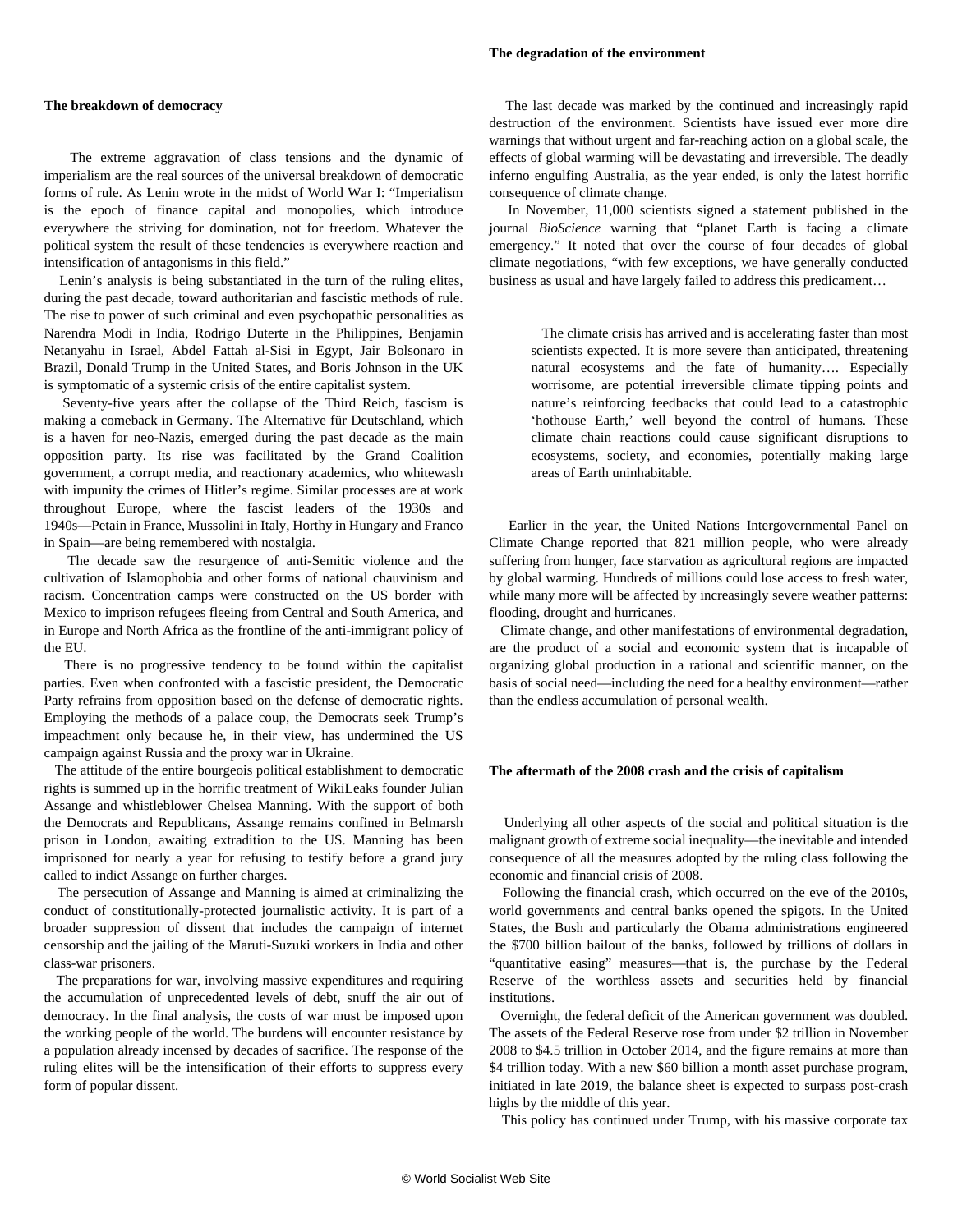## The breakdown of democracy

The extreme aggravation of class tensions and the dynamic of imperialism are the real sources of the universal breakdown of democratic forms of rule. As Lenin wrote in the midst of World War I: "Imperialism is the epoch of finance capital and monopolies, which introduce everywhere the striving for domination, not for freedom. Whatever the political system the result of these tendencies is everywhere reaction and intensification of antagonisms in this field."

Lenin's analysis is being substantiated in the turn of the ruling elites, during the past decade, toward authoritarian and fascistic methods of rule. The rise to power of such criminal and even psychopathic personalities as Narendra Modi in India, Rodrigo Duterte in the Philippines, Benjamin Netanyahu in Israel, Abdel Fattah al-Sisi in Egypt, Jair Bolsonaro in Brazil, Donald Trump in the United States, and Boris Johnson in the UK is symptomatic of a systemic crisis of the entire capitalist system.

Seventy-five years after the collapse of the Third Reich, fascism is making a comeback in Germany. The Alternative für Deutschland, which is a haven for neo-Nazis, emerged during the past decade as the main opposition party. Its rise was facilitated by the Grand Coalition government, a corrupt media, and reactionary academics, who whitewash with impunity the crimes of Hitler's regime. Similar processes are at work throughout Europe, where the fascist leaders of the 1930s and 1940s—Petain in France, Mussolini in Italy, Horthy in Hungary and Franco in Spain—are being remembered with nostalgia.

The decade saw the resurgence of anti-Semitic violence and the cultivation of Islamophobia and other forms of national chauvinism and racism. Concentration camps were constructed on the US border with Mexico to imprison refugees fleeing from Central and South America, and in Europe and North Africa as the frontline of the anti-immigrant policy of the EU.

There is no progressive tendency to be found within the capitalist parties. Even when confronted with a fascistic president, the Democratic Party refrains from opposition based on the defense of democratic rights. Employing the methods of a palace coup, the Democrats seek Trump's impeachment only because he, in their view, has undermined the US campaign against Russia and the proxy war in Ukraine.

The attitude of the entire bourgeois political establishment to democratic rights is summed up in the horrific treatment of WikiLeaks founder Julian Assange and whistleblower Chelsea Manning. With the support of both the Democrats and Republicans, Assange remains confined in Belmarsh prison in London, awaiting extradition to the US. Manning has been imprisoned for nearly a year for refusing to testify before a grand jury called to indict Assange on further charges.

The persecution of Assange and Manning is aimed at criminalizing the conduct of constitutionally-protected journalistic activity. It is part of a broader suppression of dissent that includes the campaign of internet censorship and the jailing of the Maruti-Suzuki workers in India and other class-war prisoners.

The preparations for war, involving massive expenditures and requiring the accumulation of unprecedented levels of debt, snuff the air out of democracy. In the final analysis, the costs of war must be imposed upon the working people of the world. The burdens will encounter resistance by a population already incensed by decades of sacrifice. The response of the ruling elites will be the intensification of their efforts to suppress every form of popular dissent.

## The degradation of the environment

The last decade was marked by the continued and increasingly rapid destruction of the environment. Scientists have issued ever more dire warnings that without urgent and far-reaching action on a global scale, the effects of global warming will be devastating and irreversible. The deadly inferno engulfing Australia, as the year ended, is only the latest horrific consequence of climate change.

In November, 11,000 scientists signed a statement published in the journal *BioScience* warning that "planet Earth is facing a climate emergency." It noted that over the course of four decades of global climate negotiations, "with few exceptions, we have generally conducted business as usual and have largely failed to address this predicament…

> The climate crisis has arrived and is accelerating faster than most scientists expected. It is more severe than anticipated, threatening natural ecosystems and the fate of humanity…. Especially worrisome, are potential irreversible climate tipping points and nature's reinforcing feedbacks that could lead to a catastrophic 'hothouse Earth,' well beyond the control of humans. These climate chain reactions could cause significant disruptions to ecosystems, society, and economies, potentially making large areas of Earth uninhabitable.

Earlier in the year, the United Nations Intergovernmental Panel on Climate Change reported that 821 million people, who were already suffering from hunger, face starvation as agricultural regions are impacted by global warming. Hundreds of millions could lose access to fresh water, while many more will be affected by increasingly severe weather patterns: flooding, drought and hurricanes.

Climate change, and other manifestations of environmental degradation, are the product of a social and economic system that is incapable of organizing global production in a rational and scientific manner, on the basis of social need—including the need for a healthy environment—rather than the endless accumulation of personal wealth.

## The aftermath of the 2008 crash and the crisis of capitalism

Underlying all other aspects of the social and political situation is the malignant growth of extreme social inequality—the inevitable and intended consequence of all the measures adopted by the ruling class following the economic and financial crisis of 2008.

Following the financial crash, which occurred on the eve of the 2010s, world governments and central banks opened the spigots. In the United States, the Bush and particularly the Obama administrations engineered the $700 billion bailout of the banks, followed by trillions of dollars in "quantitative easing" measures—that is, the purchase by the Federal Reserve of the worthless assets and securities held by financial institutions.

Overnight, the federal deficit of the American government was doubled. The assets of the Federal Reserve rose from under $2 trillion in November 2008 to $4.5 trillion in October 2014, and the figure remains at more than $4 trillion today. With a new $60 billion a month asset purchase program, initiated in late 2019, the balance sheet is expected to surpass post-crash highs by the middle of this year.

This policy has continued under Trump, with his massive corporate tax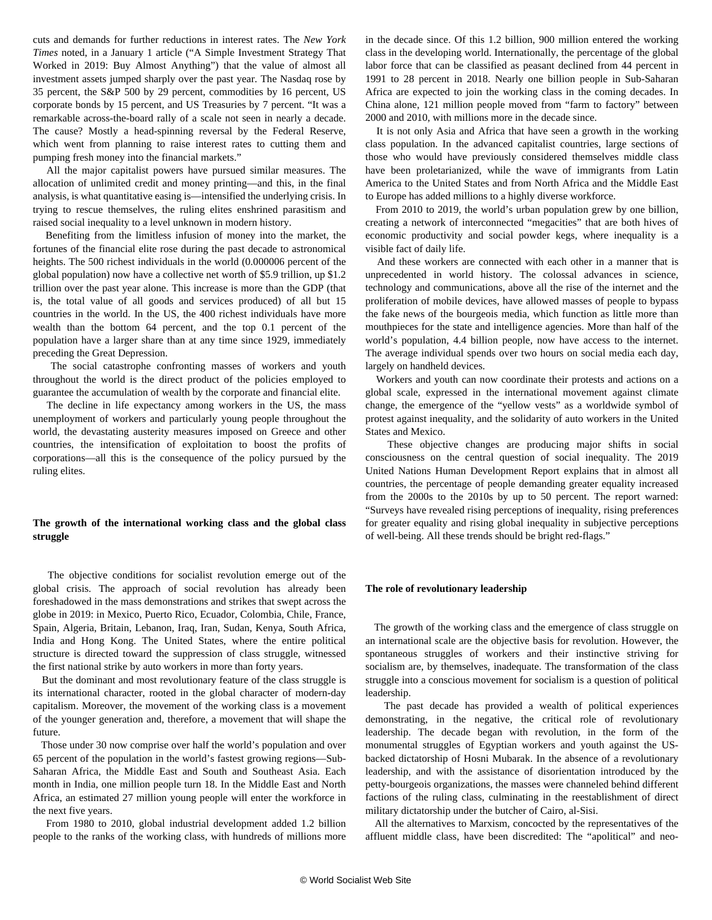cuts and demands for further reductions in interest rates. The *New York Times* noted, in a January 1 article ("A Simple Investment Strategy That Worked in 2019: Buy Almost Anything") that the value of almost all investment assets jumped sharply over the past year. The Nasdaq rose by 35 percent, the S&P 500 by 29 percent, commodities by 16 percent, US corporate bonds by 15 percent, and US Treasuries by 7 percent. "It was a remarkable across-the-board rally of a scale not seen in nearly a decade. The cause? Mostly a head-spinning reversal by the Federal Reserve, which went from planning to raise interest rates to cutting them and pumping fresh money into the financial markets."

All the major capitalist powers have pursued similar measures. The allocation of unlimited credit and money printing—and this, in the final analysis, is what quantitative easing is—intensified the underlying crisis. In trying to rescue themselves, the ruling elites enshrined parasitism and raised social inequality to a level unknown in modern history.

Benefiting from the limitless infusion of money into the market, the fortunes of the financial elite rose during the past decade to astronomical heights. The 500 richest individuals in the world (0.000006 percent of the global population) now have a collective net worth of $5.9 trillion, up $1.2 trillion over the past year alone. This increase is more than the GDP (that is, the total value of all goods and services produced) of all but 15 countries in the world. In the US, the 400 richest individuals have more wealth than the bottom 64 percent, and the top 0.1 percent of the population have a larger share than at any time since 1929, immediately preceding the Great Depression.

The social catastrophe confronting masses of workers and youth throughout the world is the direct product of the policies employed to guarantee the accumulation of wealth by the corporate and financial elite.

The decline in life expectancy among workers in the US, the mass unemployment of workers and particularly young people throughout the world, the devastating austerity measures imposed on Greece and other countries, the intensification of exploitation to boost the profits of corporations—all this is the consequence of the policy pursued by the ruling elites.

**The growth of the international working class and the global class struggle**

The objective conditions for socialist revolution emerge out of the global crisis. The approach of social revolution has already been foreshadowed in the mass demonstrations and strikes that swept across the globe in 2019: in Mexico, Puerto Rico, Ecuador, Colombia, Chile, France, Spain, Algeria, Britain, Lebanon, Iraq, Iran, Sudan, Kenya, South Africa, India and Hong Kong. The United States, where the entire political structure is directed toward the suppression of class struggle, witnessed the first national strike by auto workers in more than forty years.

But the dominant and most revolutionary feature of the class struggle is its international character, rooted in the global character of modern-day capitalism. Moreover, the movement of the working class is a movement of the younger generation and, therefore, a movement that will shape the future.

Those under 30 now comprise over half the world's population and over 65 percent of the population in the world's fastest growing regions—Sub-Saharan Africa, the Middle East and South and Southeast Asia. Each month in India, one million people turn 18. In the Middle East and North Africa, an estimated 27 million young people will enter the workforce in the next five years.

From 1980 to 2010, global industrial development added 1.2 billion people to the ranks of the working class, with hundreds of millions more in the decade since. Of this 1.2 billion, 900 million entered the working class in the developing world. Internationally, the percentage of the global labor force that can be classified as peasant declined from 44 percent in 1991 to 28 percent in 2018. Nearly one billion people in Sub-Saharan Africa are expected to join the working class in the coming decades. In China alone, 121 million people moved from "farm to factory" between 2000 and 2010, with millions more in the decade since.

It is not only Asia and Africa that have seen a growth in the working class population. In the advanced capitalist countries, large sections of those who would have previously considered themselves middle class have been proletarianized, while the wave of immigrants from Latin America to the United States and from North Africa and the Middle East to Europe has added millions to a highly diverse workforce.

From 2010 to 2019, the world's urban population grew by one billion, creating a network of interconnected "megacities" that are both hives of economic productivity and social powder kegs, where inequality is a visible fact of daily life.

And these workers are connected with each other in a manner that is unprecedented in world history. The colossal advances in science, technology and communications, above all the rise of the internet and the proliferation of mobile devices, have allowed masses of people to bypass the fake news of the bourgeois media, which function as little more than mouthpieces for the state and intelligence agencies. More than half of the world's population, 4.4 billion people, now have access to the internet. The average individual spends over two hours on social media each day, largely on handheld devices.

Workers and youth can now coordinate their protests and actions on a global scale, expressed in the international movement against climate change, the emergence of the "yellow vests" as a worldwide symbol of protest against inequality, and the solidarity of auto workers in the United States and Mexico.

These objective changes are producing major shifts in social consciousness on the central question of social inequality. The 2019 United Nations Human Development Report explains that in almost all countries, the percentage of people demanding greater equality increased from the 2000s to the 2010s by up to 50 percent. The report warned: "Surveys have revealed rising perceptions of inequality, rising preferences for greater equality and rising global inequality in subjective perceptions of well-being. All these trends should be bright red-flags."

**The role of revolutionary leadership**

The growth of the working class and the emergence of class struggle on an international scale are the objective basis for revolution. However, the spontaneous struggles of workers and their instinctive striving for socialism are, by themselves, inadequate. The transformation of the class struggle into a conscious movement for socialism is a question of political leadership.

The past decade has provided a wealth of political experiences demonstrating, in the negative, the critical role of revolutionary leadership. The decade began with revolution, in the form of the monumental struggles of Egyptian workers and youth against the US-backed dictatorship of Hosni Mubarak. In the absence of a revolutionary leadership, and with the assistance of disorientation introduced by the petty-bourgeois organizations, the masses were channeled behind different factions of the ruling class, culminating in the reestablishment of direct military dictatorship under the butcher of Cairo, al-Sisi.

All the alternatives to Marxism, concocted by the representatives of the affluent middle class, have been discredited: The "apolitical" and neo-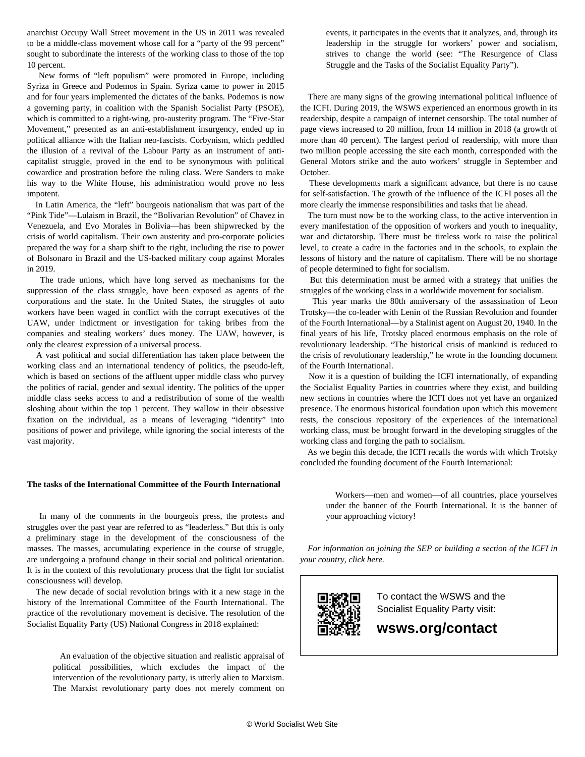anarchist Occupy Wall Street movement in the US in 2011 was revealed to be a middle-class movement whose call for a "party of the 99 percent" sought to subordinate the interests of the working class to those of the top 10 percent.

New forms of "left populism" were promoted in Europe, including Syriza in Greece and Podemos in Spain. Syriza came to power in 2015 and for four years implemented the dictates of the banks. Podemos is now a governing party, in coalition with the Spanish Socialist Party (PSOE), which is committed to a right-wing, pro-austerity program. The "Five-Star Movement," presented as an anti-establishment insurgency, ended up in political alliance with the Italian neo-fascists. Corbynism, which peddled the illusion of a revival of the Labour Party as an instrument of anti-capitalist struggle, proved in the end to be synonymous with political cowardice and prostration before the ruling class. Were Sanders to make his way to the White House, his administration would prove no less impotent.

In Latin America, the "left" bourgeois nationalism that was part of the "Pink Tide"—Lulaism in Brazil, the "Bolivarian Revolution" of Chavez in Venezuela, and Evo Morales in Bolivia—has been shipwrecked by the crisis of world capitalism. Their own austerity and pro-corporate policies prepared the way for a sharp shift to the right, including the rise to power of Bolsonaro in Brazil and the US-backed military coup against Morales in 2019.

The trade unions, which have long served as mechanisms for the suppression of the class struggle, have been exposed as agents of the corporations and the state. In the United States, the struggles of auto workers have been waged in conflict with the corrupt executives of the UAW, under indictment or investigation for taking bribes from the companies and stealing workers' dues money. The UAW, however, is only the clearest expression of a universal process.

A vast political and social differentiation has taken place between the working class and an international tendency of politics, the pseudo-left, which is based on sections of the affluent upper middle class who purvey the politics of racial, gender and sexual identity. The politics of the upper middle class seeks access to and a redistribution of some of the wealth sloshing about within the top 1 percent. They wallow in their obsessive fixation on the individual, as a means of leveraging "identity" into positions of power and privilege, while ignoring the social interests of the vast majority.

**The tasks of the International Committee of the Fourth International**

In many of the comments in the bourgeois press, the protests and struggles over the past year are referred to as "leaderless." But this is only a preliminary stage in the development of the consciousness of the masses. The masses, accumulating experience in the course of struggle, are undergoing a profound change in their social and political orientation. It is in the context of this revolutionary process that the fight for socialist consciousness will develop.

The new decade of social revolution brings with it a new stage in the history of the International Committee of the Fourth International. The practice of the revolutionary movement is decisive. The resolution of the Socialist Equality Party (US) National Congress in 2018 explained:

> An evaluation of the objective situation and realistic appraisal of political possibilities, which excludes the impact of the intervention of the revolutionary party, is utterly alien to Marxism. The Marxist revolutionary party does not merely comment on events, it participates in the events that it analyzes, and, through its leadership in the struggle for workers' power and socialism, strives to change the world (see: "The Resurgence of Class Struggle and the Tasks of the Socialist Equality Party").

There are many signs of the growing international political influence of the ICFI. During 2019, the WSWS experienced an enormous growth in its readership, despite a campaign of internet censorship. The total number of page views increased to 20 million, from 14 million in 2018 (a growth of more than 40 percent). The largest period of readership, with more than two million people accessing the site each month, corresponded with the General Motors strike and the auto workers' struggle in September and October.

These developments mark a significant advance, but there is no cause for self-satisfaction. The growth of the influence of the ICFI poses all the more clearly the immense responsibilities and tasks that lie ahead.

The turn must now be to the working class, to the active intervention in every manifestation of the opposition of workers and youth to inequality, war and dictatorship. There must be tireless work to raise the political level, to create a cadre in the factories and in the schools, to explain the lessons of history and the nature of capitalism. There will be no shortage of people determined to fight for socialism.

But this determination must be armed with a strategy that unifies the struggles of the working class in a worldwide movement for socialism.

This year marks the 80th anniversary of the assassination of Leon Trotsky—the co-leader with Lenin of the Russian Revolution and founder of the Fourth International—by a Stalinist agent on August 20, 1940. In the final years of his life, Trotsky placed enormous emphasis on the role of revolutionary leadership. "The historical crisis of mankind is reduced to the crisis of revolutionary leadership," he wrote in the founding document of the Fourth International.

Now it is a question of building the ICFI internationally, of expanding the Socialist Equality Parties in countries where they exist, and building new sections in countries where the ICFI does not yet have an organized presence. The enormous historical foundation upon which this movement rests, the conscious repository of the experiences of the international working class, must be brought forward in the developing struggles of the working class and forging the path to socialism.

As we begin this decade, the ICFI recalls the words with which Trotsky concluded the founding document of the Fourth International:

> Workers—men and women—of all countries, place yourselves under the banner of the Fourth International. It is the banner of your approaching victory!

*For information on joining the SEP or building a section of the ICFI in your country, click here.*

To contact the WSWS and the Socialist Equality Party visit:

**wsws.org/contact**